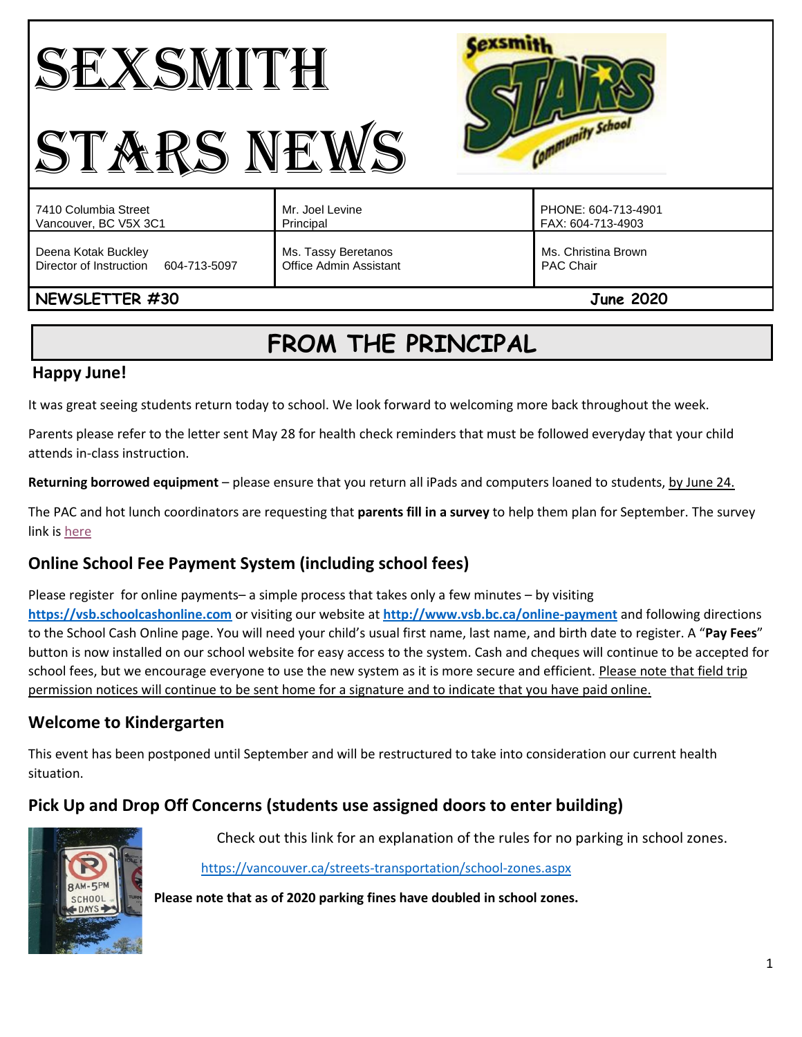# SEXSMITH STARS NEWS

| 7410 Columbia Street<br>Vancouver, BC V5X 3C1 | Mr. Joel Levine<br>Principal | PHONE: 604-713-4901<br>FAX: 604-713-4903 |
|---|---|---|
| Deena Kotak Buckley<br>Director of Instruction 604-713-5097 | Ms. Tassy Beretanos<br>Office Admin Assistant | Ms. Christina Brown<br>PAC Chair |

**NEWSLETTER #30** **June 2020**

## FROM THE PRINCIPAL

### Happy June!

It was great seeing students return today to school. We look forward to welcoming more back throughout the week.

Parents please refer to the letter sent May 28 for health check reminders that must be followed everyday that your child attends in-class instruction.

**Returning borrowed equipment** – please ensure that you return all iPads and computers loaned to students, by June 24.

The PAC and hot lunch coordinators are requesting that **parents fill in a survey** to help them plan for September. The survey link is here

### Online School Fee Payment System (including school fees)

Please register for online payments– a simple process that takes only a few minutes – by visiting **https://vsb.schoolcashonline.com** or visiting our website at **http://www.vsb.bc.ca/online-payment** and following directions to the School Cash Online page. You will need your child's usual first name, last name, and birth date to register. A "**Pay Fees**" button is now installed on our school website for easy access to the system. Cash and cheques will continue to be accepted for school fees, but we encourage everyone to use the new system as it is more secure and efficient. Please note that field trip permission notices will continue to be sent home for a signature and to indicate that you have paid online.

### Welcome to Kindergarten

This event has been postponed until September and will be restructured to take into consideration our current health situation.

### Pick Up and Drop Off Concerns (students use assigned doors to enter building)

Check out this link for an explanation of the rules for no parking in school zones.

https://vancouver.ca/streets-transportation/school-zones.aspx

**Please note that as of 2020 parking fines have doubled in school zones.**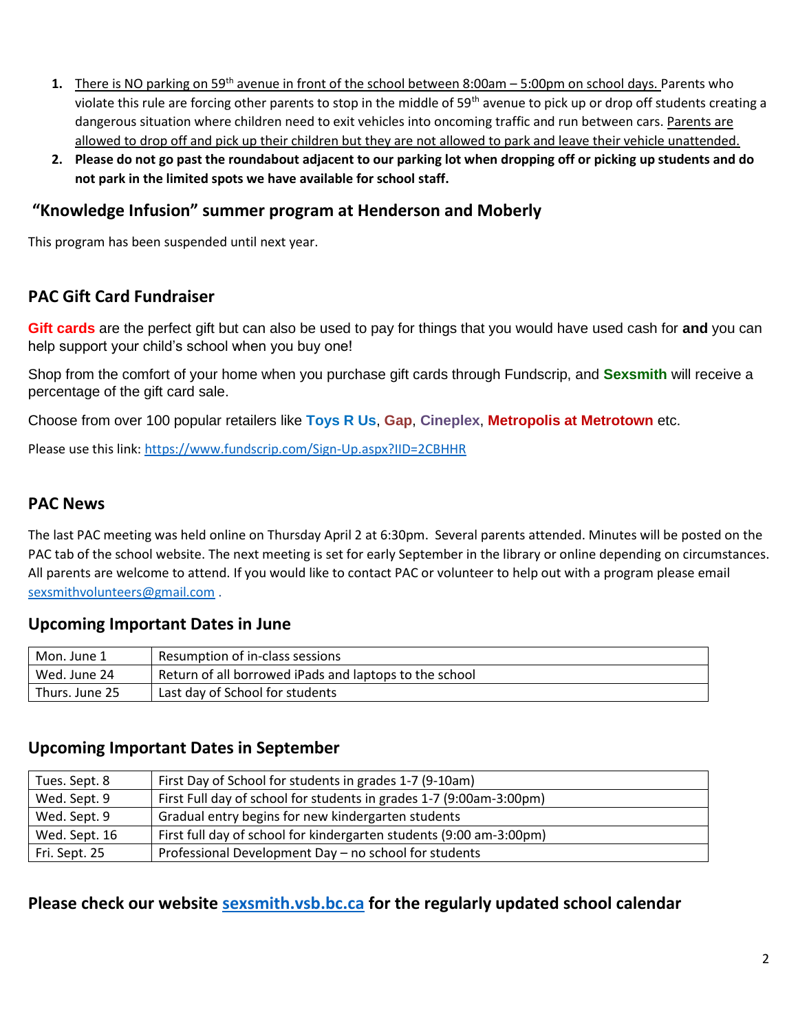1. There is NO parking on 59th avenue in front of the school between 8:00am – 5:00pm on school days. Parents who violate this rule are forcing other parents to stop in the middle of 59th avenue to pick up or drop off students creating a dangerous situation where children need to exit vehicles into oncoming traffic and run between cars. Parents are allowed to drop off and pick up their children but they are not allowed to park and leave their vehicle unattended.
2. **Please do not go past the roundabout adjacent to our parking lot when dropping off or picking up students and do not park in the limited spots we have available for school staff.**

## "Knowledge Infusion" summer program at Henderson and Moberly

This program has been suspended until next year.

## PAC Gift Card Fundraiser

**Gift cards** are the perfect gift but can also be used to pay for things that you would have used cash for **and** you can help support your child's school when you buy one!

Shop from the comfort of your home when you purchase gift cards through Fundscrip, and **Sexsmith** will receive a percentage of the gift card sale.

Choose from over 100 popular retailers like **Toys R Us**, **Gap**, **Cineplex**, **Metropolis at Metrotown** etc.

Please use this link: https://www.fundscrip.com/Sign-Up.aspx?IID=2CBHHR

## PAC News

The last PAC meeting was held online on Thursday April 2 at 6:30pm. Several parents attended. Minutes will be posted on the PAC tab of the school website. The next meeting is set for early September in the library or online depending on circumstances. All parents are welcome to attend. If you would like to contact PAC or volunteer to help out with a program please email sexsmithvolunteers@gmail.com .

## Upcoming Important Dates in June

| | |
|---|---|
| Mon. June 1 | Resumption of in-class sessions |
| Wed. June 24 | Return of all borrowed iPads and laptops to the school |
| Thurs. June 25 | Last day of School for students |

## Upcoming Important Dates in September

| | |
|---|---|
| Tues. Sept. 8 | First Day of School for students in grades 1-7 (9-10am) |
| Wed. Sept. 9 | First Full day of school for students in grades 1-7 (9:00am-3:00pm) |
| Wed. Sept. 9 | Gradual entry begins for new kindergarten students |
| Wed. Sept. 16 | First full day of school for kindergarten students (9:00 am-3:00pm) |
| Fri. Sept. 25 | Professional Development Day – no school for students |

## Please check our website sexsmith.vsb.bc.ca for the regularly updated school calendar